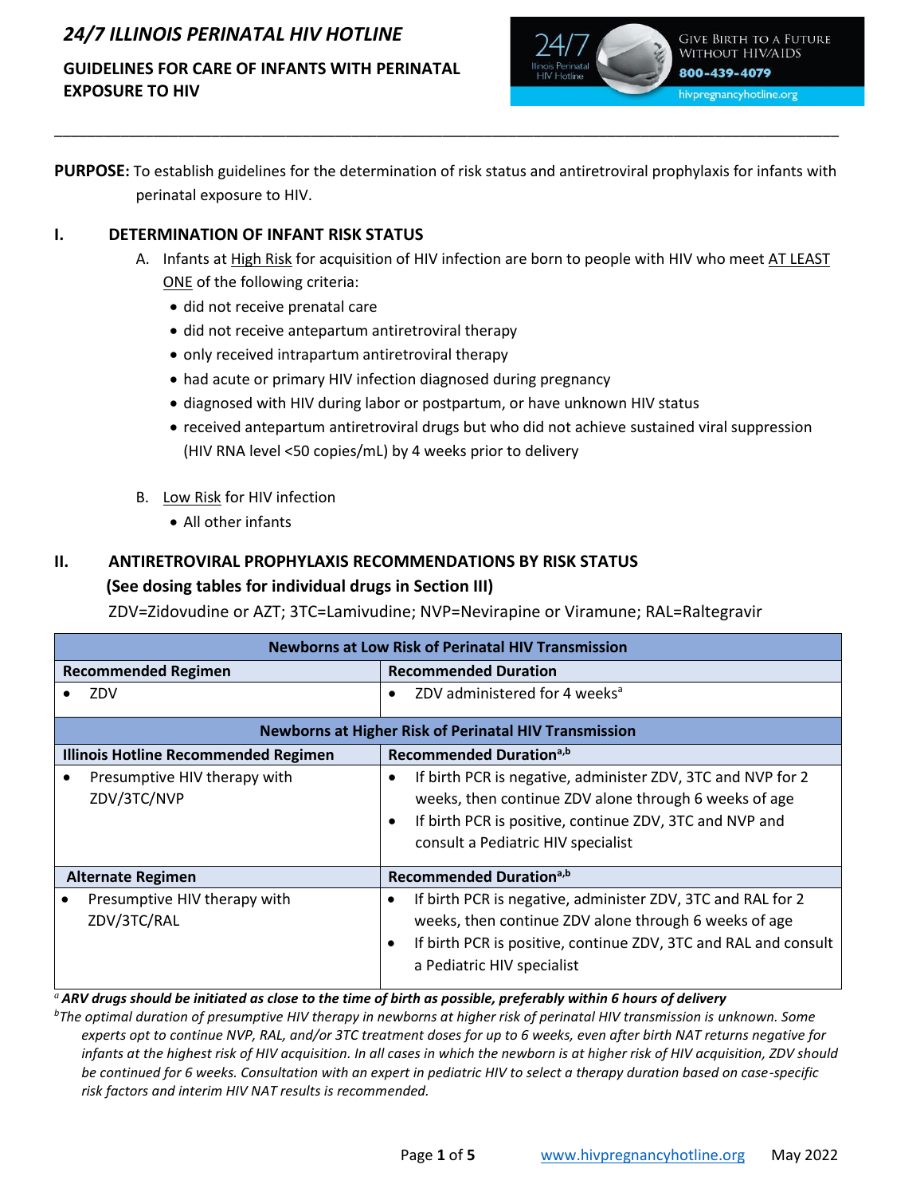# 24/7 ILLINOIS PERINATAL HIV HOTLINE

## GUIDELINES FOR CARE OF INFANTS WITH PERINATAL EXPOSURE TO HIV

Give Birth to a Future Without HIV/AIDS
800-439-4079
hivpregnancyhotline.org

---

**PURPOSE:** To establish guidelines for the determination of risk status and antiretroviral prophylaxis for infants with perinatal exposure to HIV.

### I. DETERMINATION OF INFANT RISK STATUS

A. Infants at High Risk for acquisition of HIV infection are born to people with HIV who meet AT LEAST ONE of the following criteria:

- did not receive prenatal care
- did not receive antepartum antiretroviral therapy
- only received intrapartum antiretroviral therapy
- had acute or primary HIV infection diagnosed during pregnancy
- diagnosed with HIV during labor or postpartum, or have unknown HIV status
- received antepartum antiretroviral drugs but who did not achieve sustained viral suppression (HIV RNA level <50 copies/mL) by 4 weeks prior to delivery

B. Low Risk for HIV infection

- All other infants

### II. ANTIRETROVIRAL PROPHYLAXIS RECOMMENDATIONS BY RISK STATUS

**(See dosing tables for individual drugs in Section III)**

ZDV=Zidovudine or AZT; 3TC=Lamivudine; NVP=Nevirapine or Viramune; RAL=Raltegravir

| **Newborns at Low Risk of Perinatal HIV Transmission** | |
|---|---|
| **Recommended Regimen** | **Recommended Duration** |
| • ZDV | • ZDV administered for 4 weeks[a] |
| **Newborns at Higher Risk of Perinatal HIV Transmission** | |
| **Illinois Hotline Recommended Regimen** | **Recommended Duration[a,b]** |
| • Presumptive HIV therapy with ZDV/3TC/NVP | • If birth PCR is negative, administer ZDV, 3TC and NVP for 2 weeks, then continue ZDV alone through 6 weeks of age<br>• If birth PCR is positive, continue ZDV, 3TC and NVP and consult a Pediatric HIV specialist |
| **Alternate Regimen** | **Recommended Duration[a,b]** |
| • Presumptive HIV therapy with ZDV/3TC/RAL | • If birth PCR is negative, administer ZDV, 3TC and RAL for 2 weeks, then continue ZDV alone through 6 weeks of age<br>• If birth PCR is positive, continue ZDV, 3TC and RAL and consult a Pediatric HIV specialist |

[a] ***ARV drugs should be initiated as close to the time of birth as possible, preferably within 6 hours of delivery***

[b] *The optimal duration of presumptive HIV therapy in newborns at higher risk of perinatal HIV transmission is unknown. Some experts opt to continue NVP, RAL, and/or 3TC treatment doses for up to 6 weeks, even after birth NAT returns negative for infants at the highest risk of HIV acquisition. In all cases in which the newborn is at higher risk of HIV acquisition, ZDV should be continued for 6 weeks. Consultation with an expert in pediatric HIV to select a therapy duration based on case-specific risk factors and interim HIV NAT results is recommended.*

www.hivpregnancyhotline.org May 2022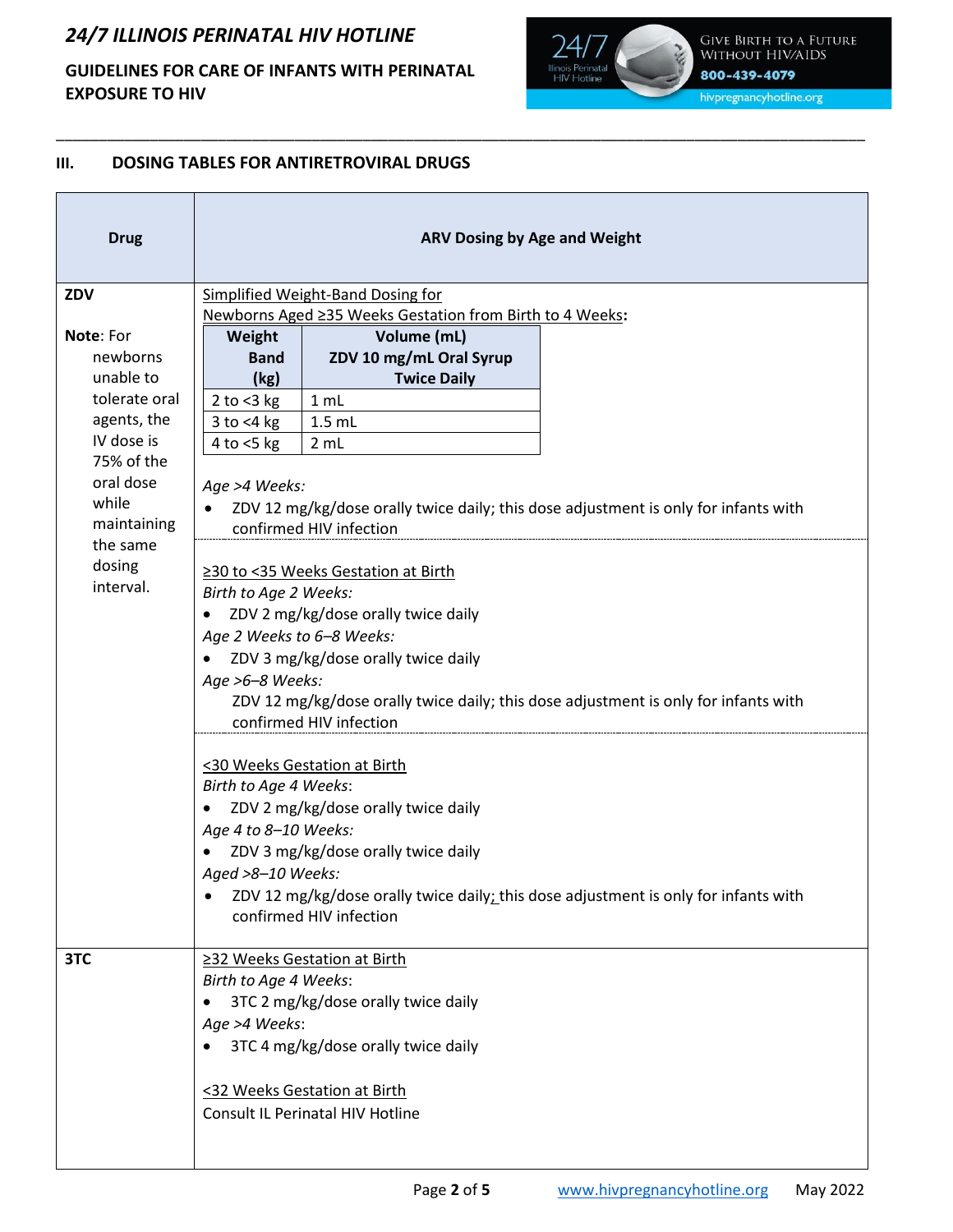## III. DOSING TABLES FOR ANTIRETROVIRAL DRUGS

<table>
<tr><th>Drug</th><th>ARV Dosing by Age and Weight</th></tr>
<tr><td><b>ZDV</b><br><br><b>Note</b>: For newborns unable to tolerate oral agents, the IV dose is 75% of the oral dose while maintaining the same dosing interval.</td><td>
<u>Simplified Weight-Band Dosing for Newborns Aged ≥35 Weeks Gestation from Birth to 4 Weeks</u>:<br>
<table>
<tr><th>Weight Band (kg)</th><th>Volume (mL) ZDV 10 mg/mL Oral Syrup Twice Daily</th></tr>
<tr><td>2 to &lt;3 kg</td><td>1 mL</td></tr>
<tr><td>3 to &lt;4 kg</td><td>1.5 mL</td></tr>
<tr><td>4 to &lt;5 kg</td><td>2 mL</td></tr>
</table>
<i>Age &gt;4 Weeks:</i><br>
• ZDV 12 mg/kg/dose orally twice daily; this dose adjustment is only for infants with confirmed HIV infection<br><br>
<u>≥30 to &lt;35 Weeks Gestation at Birth</u><br>
<i>Birth to Age 2 Weeks:</i><br>
• ZDV 2 mg/kg/dose orally twice daily<br>
<i>Age 2 Weeks to 6–8 Weeks:</i><br>
• ZDV 3 mg/kg/dose orally twice daily<br>
<i>Age &gt;6–8 Weeks:</i><br>
ZDV 12 mg/kg/dose orally twice daily; this dose adjustment is only for infants with confirmed HIV infection<br><br>
<u>&lt;30 Weeks Gestation at Birth</u><br>
<i>Birth to Age 4 Weeks</i>:<br>
• ZDV 2 mg/kg/dose orally twice daily<br>
<i>Age 4 to 8–10 Weeks:</i><br>
• ZDV 3 mg/kg/dose orally twice daily<br>
<i>Aged &gt;8–10 Weeks:</i><br>
• ZDV 12 mg/kg/dose orally twice daily; this dose adjustment is only for infants with confirmed HIV infection
</td></tr>
<tr><td><b>3TC</b></td><td>
<u>≥32 Weeks Gestation at Birth</u><br>
<i>Birth to Age 4 Weeks</i>:<br>
• 3TC 2 mg/kg/dose orally twice daily<br>
<i>Age &gt;4 Weeks</i>:<br>
• 3TC 4 mg/kg/dose orally twice daily<br><br>
<u>&lt;32 Weeks Gestation at Birth</u><br>
Consult IL Perinatal HIV Hotline
</td></tr>
</table>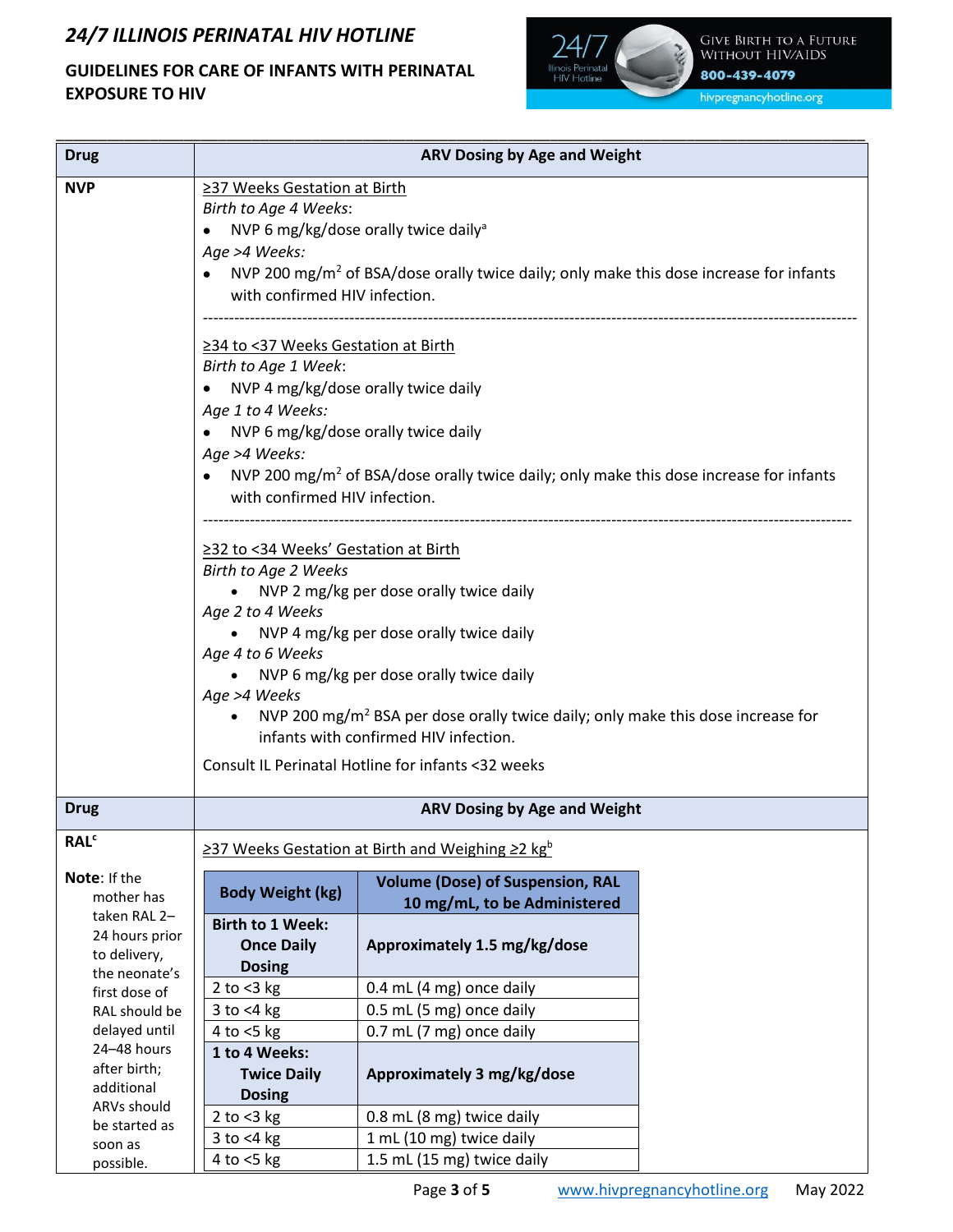# 24/7 ILLINOIS PERINATAL HIV HOTLINE

## GUIDELINES FOR CARE OF INFANTS WITH PERINATAL EXPOSURE TO HIV

24/7 Illinois Perinatal HIV Hotline — Give Birth to a Future Without HIV/AIDS — 800-439-4079 — hivpregnancyhotline.org

| Drug | ARV Dosing by Age and Weight |
|---|---|
| **NVP** | <u>≥37 Weeks Gestation at Birth</u><br>*Birth to Age 4 Weeks*:<br>• NVP 6 mg/kg/dose orally twice daily[a]<br>*Age >4 Weeks:*<br>• NVP 200 mg/$m^2$ of BSA/dose orally twice daily; only make this dose increase for infants with confirmed HIV infection.<br>---<br><u>≥34 to <37 Weeks Gestation at Birth</u><br>*Birth to Age 1 Week*:<br>• NVP 4 mg/kg/dose orally twice daily<br>*Age 1 to 4 Weeks:*<br>• NVP 6 mg/kg/dose orally twice daily<br>*Age >4 Weeks:*<br>• NVP 200 mg/$m^2$ of BSA/dose orally twice daily; only make this dose increase for infants with confirmed HIV infection.<br>---<br><u>≥32 to <34 Weeks' Gestation at Birth</u><br>*Birth to Age 2 Weeks*<br>• NVP 2 mg/kg per dose orally twice daily<br>*Age 2 to 4 Weeks*<br>• NVP 4 mg/kg per dose orally twice daily<br>*Age 4 to 6 Weeks*<br>• NVP 6 mg/kg per dose orally twice daily<br>*Age >4 Weeks*<br>• NVP 200 mg/$m^2$ BSA per dose orally twice daily; only make this dose increase for infants with confirmed HIV infection.<br>Consult IL Perinatal Hotline for infants <32 weeks |

| Drug | ARV Dosing by Age and Weight |
|---|---|
| **RAL**[c]<br><br>**Note**: If the mother has taken RAL 2–24 hours prior to delivery, the neonate's first dose of RAL should be delayed until 24–48 hours after birth; additional ARVs should be started as soon as possible. | <u>≥37 Weeks Gestation at Birth and Weighing ≥2 kg[b]</u> |

| Body Weight (kg) | Volume (Dose) of Suspension, RAL 10 mg/mL, to be Administered |
|---|---|
| **Birth to 1 Week: Once Daily Dosing** | **Approximately 1.5 mg/kg/dose** |
| 2 to <3 kg | 0.4 mL (4 mg) once daily |
| 3 to <4 kg | 0.5 mL (5 mg) once daily |
| 4 to <5 kg | 0.7 mL (7 mg) once daily |
| **1 to 4 Weeks: Twice Daily Dosing** | **Approximately 3 mg/kg/dose** |
| 2 to <3 kg | 0.8 mL (8 mg) twice daily |
| 3 to <4 kg | 1 mL (10 mg) twice daily |
| 4 to <5 kg | 1.5 mL (15 mg) twice daily |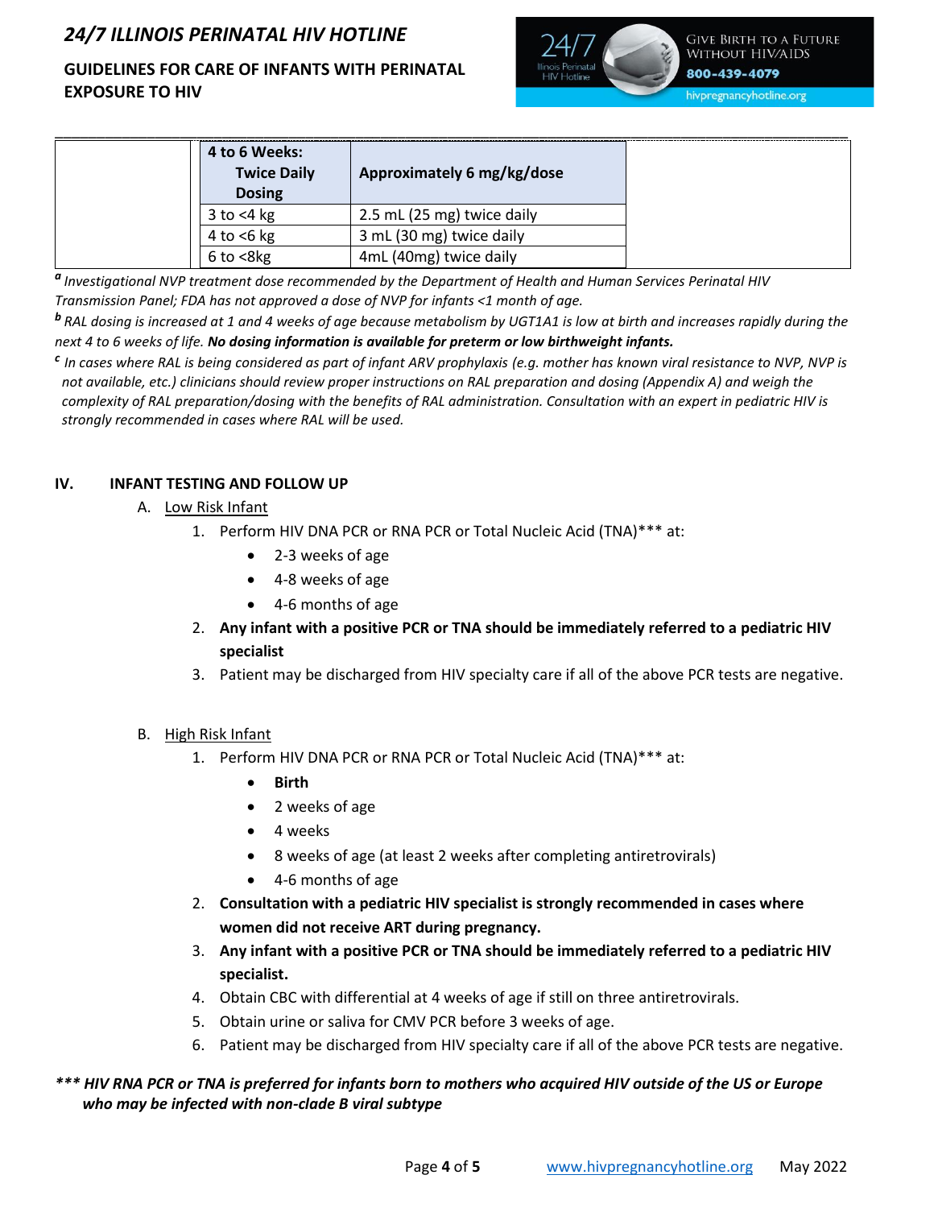| | 4 to 6 Weeks: Twice Daily Dosing | Approximately 6 mg/kg/dose | |
|---|---|---|---|
| | 3 to <4 kg | 2.5 mL (25 mg) twice daily | |
| | 4 to <6 kg | 3 mL (30 mg) twice daily | |
| | 6 to <8kg | 4mL (40mg) twice daily | |

[a] *Investigational NVP treatment dose recommended by the Department of Health and Human Services Perinatal HIV Transmission Panel; FDA has not approved a dose of NVP for infants <1 month of age.*

[b] *RAL dosing is increased at 1 and 4 weeks of age because metabolism by UGT1A1 is low at birth and increases rapidly during the next 4 to 6 weeks of life.* ***No dosing information is available for preterm or low birthweight infants.***

[c] *In cases where RAL is being considered as part of infant ARV prophylaxis (e.g. mother has known viral resistance to NVP, NVP is not available, etc.) clinicians should review proper instructions on RAL preparation and dosing (Appendix A) and weigh the complexity of RAL preparation/dosing with the benefits of RAL administration. Consultation with an expert in pediatric HIV is strongly recommended in cases where RAL will be used.*

## IV. INFANT TESTING AND FOLLOW UP

A. Low Risk Infant

1. Perform HIV DNA PCR or RNA PCR or Total Nucleic Acid (TNA)*** at:
   - 2-3 weeks of age
   - 4-8 weeks of age
   - 4-6 months of age
2. **Any infant with a positive PCR or TNA should be immediately referred to a pediatric HIV specialist**
3. Patient may be discharged from HIV specialty care if all of the above PCR tests are negative.

B. High Risk Infant

1. Perform HIV DNA PCR or RNA PCR or Total Nucleic Acid (TNA)*** at:
   - **Birth**
   - 2 weeks of age
   - 4 weeks
   - 8 weeks of age (at least 2 weeks after completing antiretrovirals)
   - 4-6 months of age
2. **Consultation with a pediatric HIV specialist is strongly recommended in cases where women did not receive ART during pregnancy.**
3. **Any infant with a positive PCR or TNA should be immediately referred to a pediatric HIV specialist.**
4. Obtain CBC with differential at 4 weeks of age if still on three antiretrovirals.
5. Obtain urine or saliva for CMV PCR before 3 weeks of age.
6. Patient may be discharged from HIV specialty care if all of the above PCR tests are negative.

***\*\*\* HIV RNA PCR or TNA is preferred for infants born to mothers who acquired HIV outside of the US or Europe who may be infected with non-clade B viral subtype***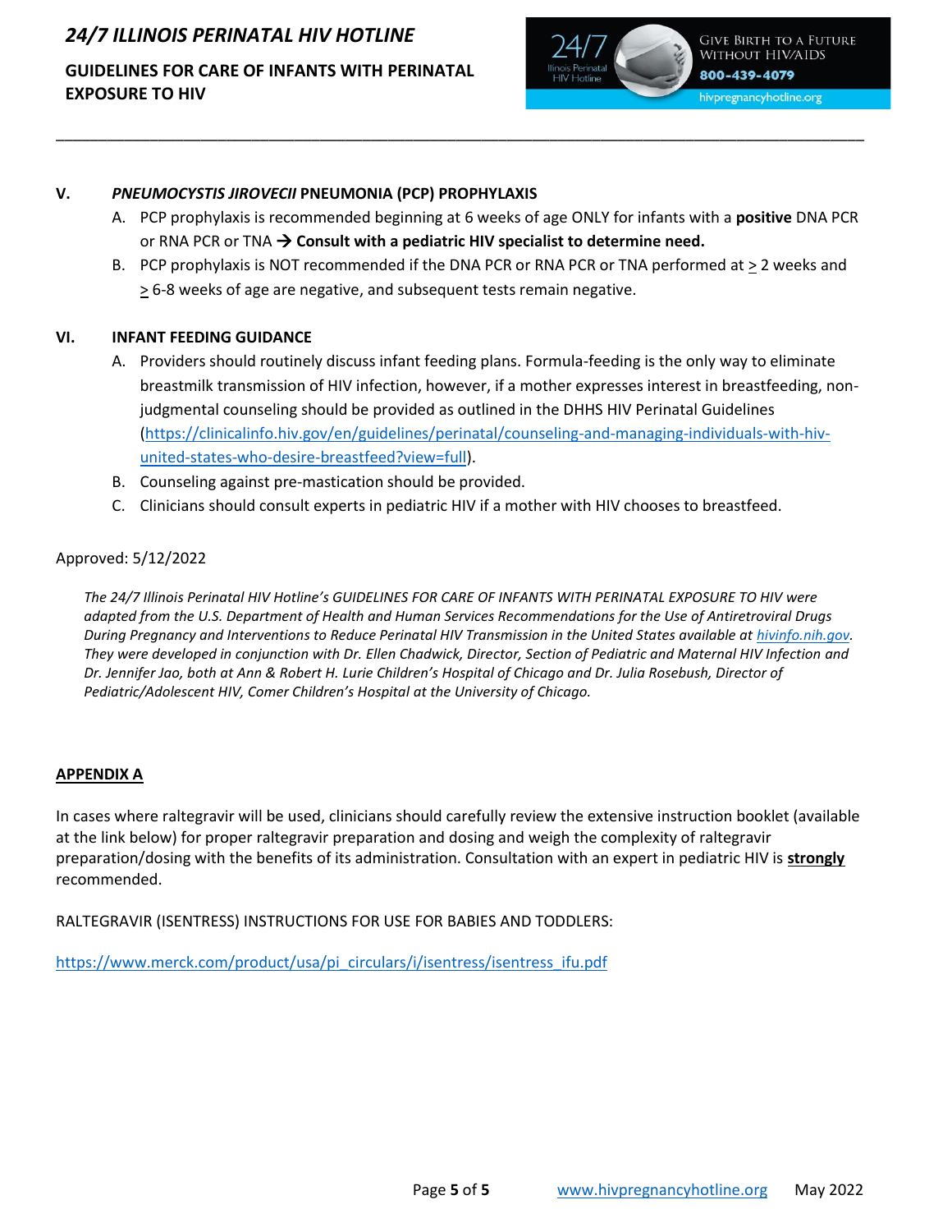## V. *PNEUMOCYSTIS JIROVECII* PNEUMONIA (PCP) PROPHYLAXIS

A. PCP prophylaxis is recommended beginning at 6 weeks of age ONLY for infants with a **positive** DNA PCR or RNA PCR or TNA → **Consult with a pediatric HIV specialist to determine need.**

B. PCP prophylaxis is NOT recommended if the DNA PCR or RNA PCR or TNA performed at ≥ 2 weeks and ≥ 6-8 weeks of age are negative, and subsequent tests remain negative.

## VI. INFANT FEEDING GUIDANCE

A. Providers should routinely discuss infant feeding plans. Formula-feeding is the only way to eliminate breastmilk transmission of HIV infection, however, if a mother expresses interest in breastfeeding, non-judgmental counseling should be provided as outlined in the DHHS HIV Perinatal Guidelines (https://clinicalinfo.hiv.gov/en/guidelines/perinatal/counseling-and-managing-individuals-with-hiv-united-states-who-desire-breastfeed?view=full).

B. Counseling against pre-mastication should be provided.

C. Clinicians should consult experts in pediatric HIV if a mother with HIV chooses to breastfeed.

Approved: 5/12/2022

*The 24/7 Illinois Perinatal HIV Hotline's GUIDELINES FOR CARE OF INFANTS WITH PERINATAL EXPOSURE TO HIV were adapted from the U.S. Department of Health and Human Services Recommendations for the Use of Antiretroviral Drugs During Pregnancy and Interventions to Reduce Perinatal HIV Transmission in the United States available at hivinfo.nih.gov. They were developed in conjunction with Dr. Ellen Chadwick, Director, Section of Pediatric and Maternal HIV Infection and Dr. Jennifer Jao, both at Ann & Robert H. Lurie Children's Hospital of Chicago and Dr. Julia Rosebush, Director of Pediatric/Adolescent HIV, Comer Children's Hospital at the University of Chicago.*

## APPENDIX A

In cases where raltegravir will be used, clinicians should carefully review the extensive instruction booklet (available at the link below) for proper raltegravir preparation and dosing and weigh the complexity of raltegravir preparation/dosing with the benefits of its administration. Consultation with an expert in pediatric HIV is **strongly** recommended.

RALTEGRAVIR (ISENTRESS) INSTRUCTIONS FOR USE FOR BABIES AND TODDLERS:

https://www.merck.com/product/usa/pi_circulars/i/isentress/isentress_ifu.pdf